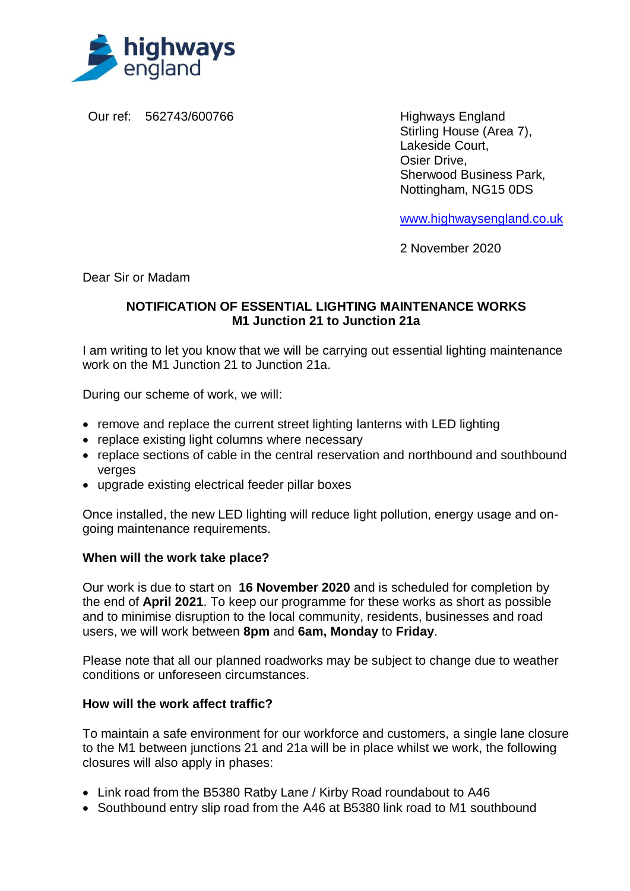highways england

Our ref: 562743/600766

Highways England
Stirling House (Area 7),
Lakeside Court,
Osier Drive,
Sherwood Business Park,
Nottingham, NG15 0DS

www.highwaysengland.co.uk

2 November 2020

Dear Sir or Madam

**NOTIFICATION OF ESSENTIAL LIGHTING MAINTENANCE WORKS**
**M1 Junction 21 to Junction 21a**

I am writing to let you know that we will be carrying out essential lighting maintenance work on the M1 Junction 21 to Junction 21a.

During our scheme of work, we will:

- remove and replace the current street lighting lanterns with LED lighting
- replace existing light columns where necessary
- replace sections of cable in the central reservation and northbound and southbound verges
- upgrade existing electrical feeder pillar boxes

Once installed, the new LED lighting will reduce light pollution, energy usage and on-going maintenance requirements.

**When will the work take place?**

Our work is due to start on **16 November 2020** and is scheduled for completion by the end of **April 2021**. To keep our programme for these works as short as possible and to minimise disruption to the local community, residents, businesses and road users, we will work between **8pm** and **6am, Monday** to **Friday**.

Please note that all our planned roadworks may be subject to change due to weather conditions or unforeseen circumstances.

**How will the work affect traffic?**

To maintain a safe environment for our workforce and customers, a single lane closure to the M1 between junctions 21 and 21a will be in place whilst we work, the following closures will also apply in phases:

- Link road from the B5380 Ratby Lane / Kirby Road roundabout to A46
- Southbound entry slip road from the A46 at B5380 link road to M1 southbound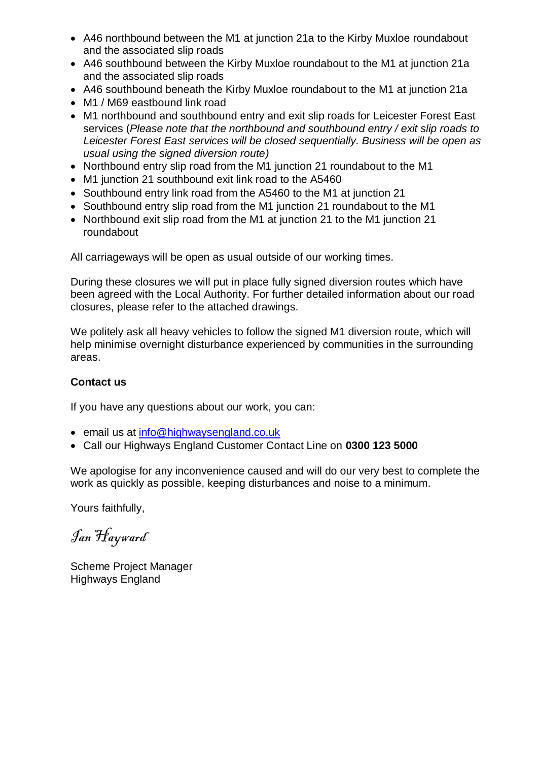- A46 northbound between the M1 at junction 21a to the Kirby Muxloe roundabout and the associated slip roads
- A46 southbound between the Kirby Muxloe roundabout to the M1 at junction 21a and the associated slip roads
- A46 southbound beneath the Kirby Muxloe roundabout to the M1 at junction 21a
- M1 / M69 eastbound link road
- M1 northbound and southbound entry and exit slip roads for Leicester Forest East services (*Please note that the northbound and southbound entry / exit slip roads to Leicester Forest East services will be closed sequentially. Business will be open as usual using the signed diversion route)*
- Northbound entry slip road from the M1 junction 21 roundabout to the M1
- M1 junction 21 southbound exit link road to the A5460
- Southbound entry link road from the A5460 to the M1 at junction 21
- Southbound entry slip road from the M1 junction 21 roundabout to the M1
- Northbound exit slip road from the M1 at junction 21 to the M1 junction 21 roundabout

All carriageways will be open as usual outside of our working times.

During these closures we will put in place fully signed diversion routes which have been agreed with the Local Authority. For further detailed information about our road closures, please refer to the attached drawings.

We politely ask all heavy vehicles to follow the signed M1 diversion route, which will help minimise overnight disturbance experienced by communities in the surrounding areas.

**Contact us**

If you have any questions about our work, you can:

- email us at info@highwaysengland.co.uk
- Call our Highways England Customer Contact Line on **0300 123 5000**

We apologise for any inconvenience caused and will do our very best to complete the work as quickly as possible, keeping disturbances and noise to a minimum.

Yours faithfully,

*Ian Hayward*

Scheme Project Manager
Highways England